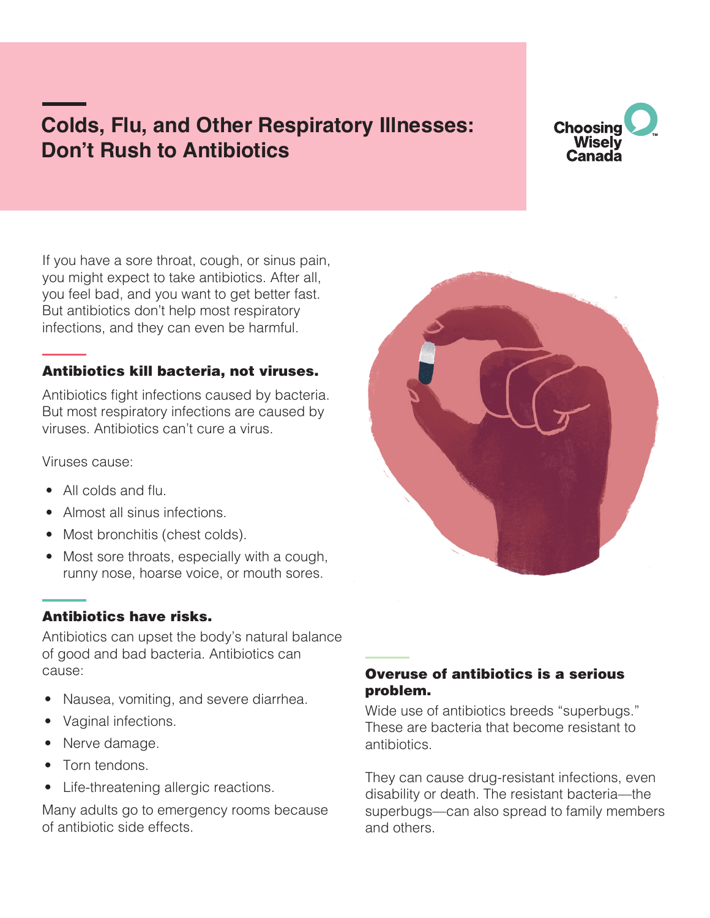# Colds, Flu, and Other Respiratory Illnesses: Don't Rush to Antibiotics

Choosing Wisely Canada

If you have a sore throat, cough, or sinus pain, you might expect to take antibiotics. After all, you feel bad, and you want to get better fast. But antibiotics don't help most respiratory infections, and they can even be harmful.

## Antibiotics kill bacteria, not viruses.

Antibiotics fight infections caused by bacteria. But most respiratory infections are caused by viruses. Antibiotics can't cure a virus.

Viruses cause:

- All colds and flu.
- Almost all sinus infections.
- Most bronchitis (chest colds).
- Most sore throats, especially with a cough, runny nose, hoarse voice, or mouth sores.

## Antibiotics have risks.

Antibiotics can upset the body's natural balance of good and bad bacteria. Antibiotics can cause:

- Nausea, vomiting, and severe diarrhea.
- Vaginal infections.
- Nerve damage.
- Torn tendons.
- Life-threatening allergic reactions.

Many adults go to emergency rooms because of antibiotic side effects.

## Overuse of antibiotics is a serious problem.

Wide use of antibiotics breeds "superbugs." These are bacteria that become resistant to antibiotics.

They can cause drug-resistant infections, even disability or death. The resistant bacteria—the superbugs—can also spread to family members and others.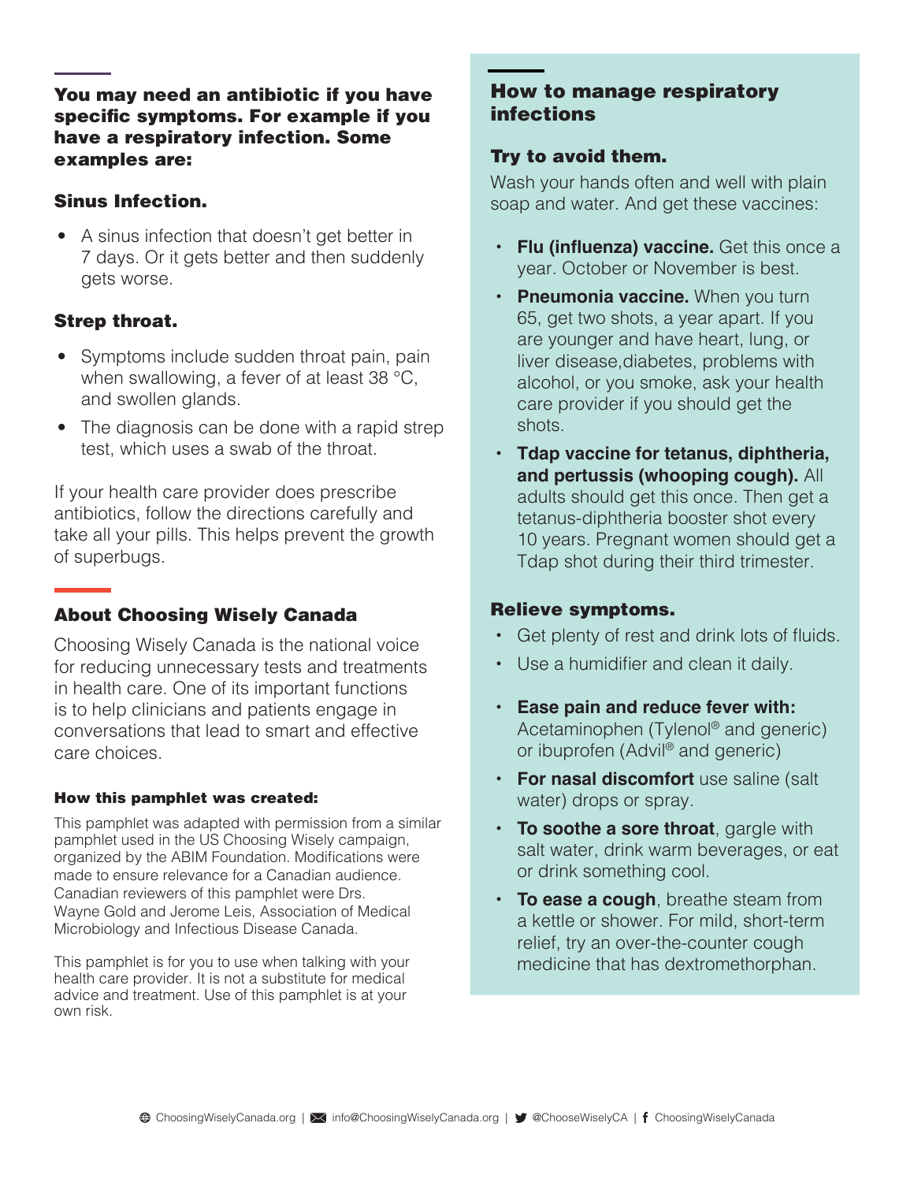**You may need an antibiotic if you have specific symptoms. For example if you have a respiratory infection. Some examples are:**

### Sinus Infection.

- A sinus infection that doesn't get better in 7 days. Or it gets better and then suddenly gets worse.

### Strep throat.

- Symptoms include sudden throat pain, pain when swallowing, a fever of at least 38 °C, and swollen glands.
- The diagnosis can be done with a rapid strep test, which uses a swab of the throat.

If your health care provider does prescribe antibiotics, follow the directions carefully and take all your pills. This helps prevent the growth of superbugs.

## About Choosing Wisely Canada

Choosing Wisely Canada is the national voice for reducing unnecessary tests and treatments in health care. One of its important functions is to help clinicians and patients engage in conversations that lead to smart and effective care choices.

#### How this pamphlet was created:

This pamphlet was adapted with permission from a similar pamphlet used in the US Choosing Wisely campaign, organized by the ABIM Foundation. Modifications were made to ensure relevance for a Canadian audience. Canadian reviewers of this pamphlet were Drs. Wayne Gold and Jerome Leis, Association of Medical Microbiology and Infectious Disease Canada.

This pamphlet is for you to use when talking with your health care provider. It is not a substitute for medical advice and treatment. Use of this pamphlet is at your own risk.

## How to manage respiratory infections

### Try to avoid them.

Wash your hands often and well with plain soap and water. And get these vaccines:

- **Flu (influenza) vaccine.** Get this once a year. October or November is best.
- **Pneumonia vaccine.** When you turn 65, get two shots, a year apart. If you are younger and have heart, lung, or liver disease,diabetes, problems with alcohol, or you smoke, ask your health care provider if you should get the shots.
- **Tdap vaccine for tetanus, diphtheria, and pertussis (whooping cough).** All adults should get this once. Then get a tetanus-diphtheria booster shot every 10 years. Pregnant women should get a Tdap shot during their third trimester.

### Relieve symptoms.

- Get plenty of rest and drink lots of fluids.
- Use a humidifier and clean it daily.
- **Ease pain and reduce fever with:** Acetaminophen (Tylenol® and generic) or ibuprofen (Advil® and generic)
- **For nasal discomfort** use saline (salt water) drops or spray.
- **To soothe a sore throat**, gargle with salt water, drink warm beverages, or eat or drink something cool.
- **To ease a cough**, breathe steam from a kettle or shower. For mild, short-term relief, try an over-the-counter cough medicine that has dextromethorphan.

ChoosingWiselyCanada.org | info@ChoosingWiselyCanada.org | @ChooseWiselyCA | ChoosingWiselyCanada